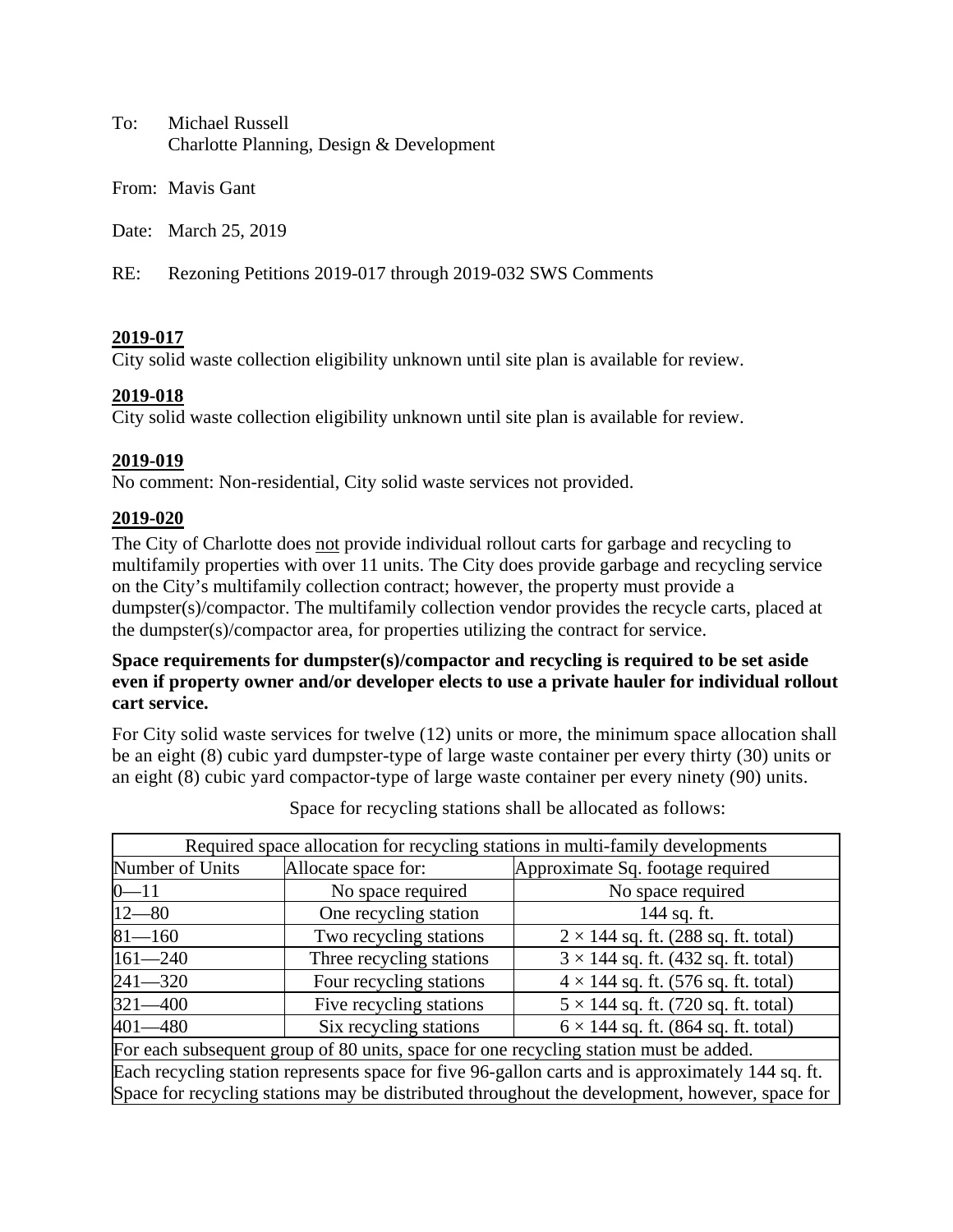To: Michael Russell
Charlotte Planning, Design & Development

From: Mavis Gant

Date: March 25, 2019

RE: Rezoning Petitions 2019-017 through 2019-032 SWS Comments

**2019-017**

City solid waste collection eligibility unknown until site plan is available for review.

**2019-018**

City solid waste collection eligibility unknown until site plan is available for review.

**2019-019**

No comment: Non-residential, City solid waste services not provided.

**2019-020**

The City of Charlotte does <u>not</u> provide individual rollout carts for garbage and recycling to multifamily properties with over 11 units. The City does provide garbage and recycling service on the City's multifamily collection contract; however, the property must provide a dumpster(s)/compactor. The multifamily collection vendor provides the recycle carts, placed at the dumpster(s)/compactor area, for properties utilizing the contract for service.

**Space requirements for dumpster(s)/compactor and recycling is required to be set aside even if property owner and/or developer elects to use a private hauler for individual rollout cart service.**

For City solid waste services for twelve (12) units or more, the minimum space allocation shall be an eight (8) cubic yard dumpster-type of large waste container per every thirty (30) units or an eight (8) cubic yard compactor-type of large waste container per every ninety (90) units.

Space for recycling stations shall be allocated as follows:

| Required space allocation for recycling stations in multi-family developments | | |
|---|---|---|
| Number of Units | Allocate space for: | Approximate Sq. footage required |
| 0—11 | No space required | No space required |
| 12—80 | One recycling station | 144 sq. ft. |
| 81—160 | Two recycling stations | 2 × 144 sq. ft. (288 sq. ft. total) |
| 161—240 | Three recycling stations | 3 × 144 sq. ft. (432 sq. ft. total) |
| 241—320 | Four recycling stations | 4 × 144 sq. ft. (576 sq. ft. total) |
| 321—400 | Five recycling stations | 5 × 144 sq. ft. (720 sq. ft. total) |
| 401—480 | Six recycling stations | 6 × 144 sq. ft. (864 sq. ft. total) |
| For each subsequent group of 80 units, space for one recycling station must be added. | | |
| Each recycling station represents space for five 96-gallon carts and is approximately 144 sq. ft. Space for recycling stations may be distributed throughout the development, however, space for | | |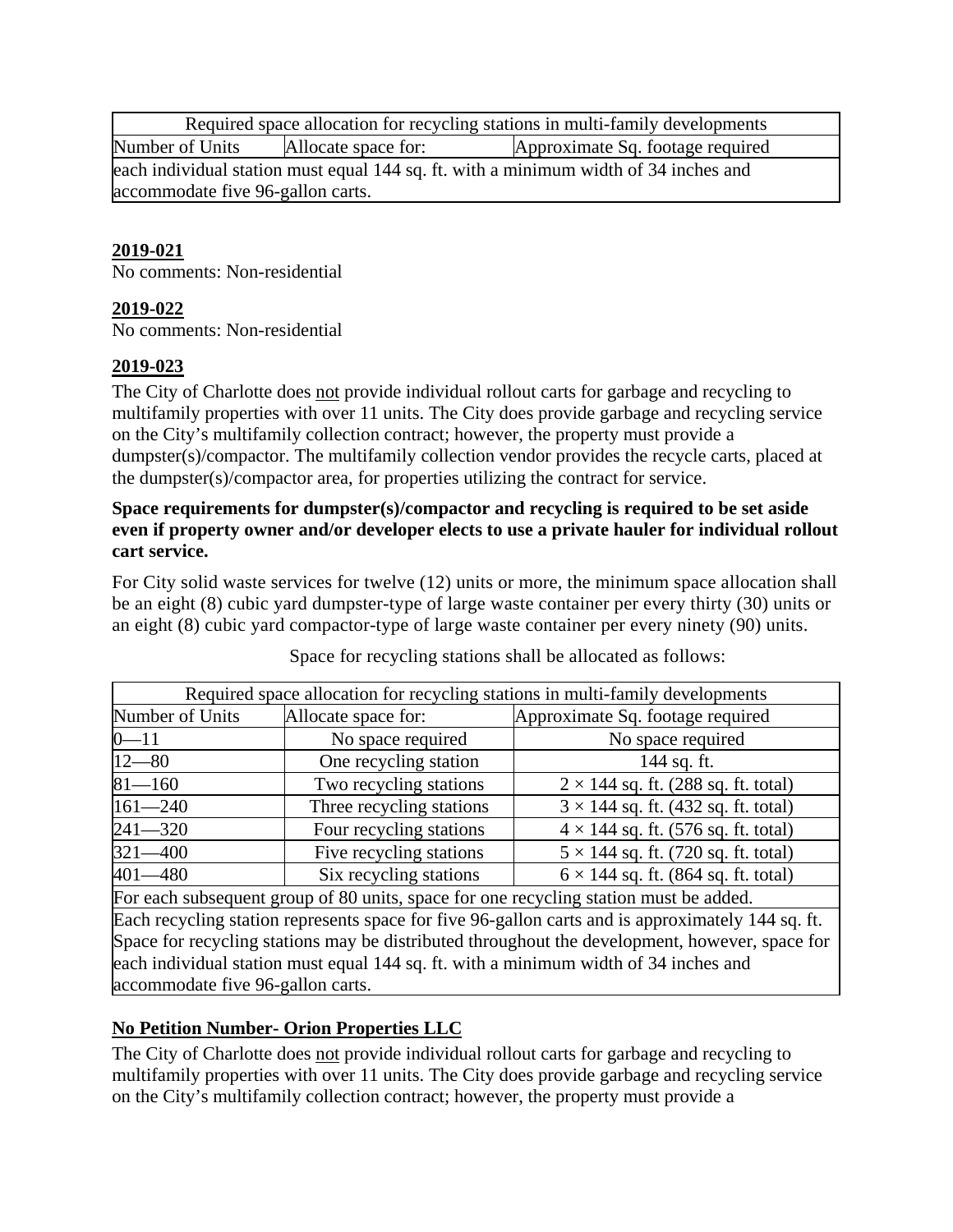| Required space allocation for recycling stations in multi-family developments | | |
| --- | --- | --- |
| Number of Units | Allocate space for: | Approximate Sq. footage required |
| each individual station must equal 144 sq. ft. with a minimum width of 34 inches and accommodate five 96-gallon carts. | | |

**2019-021**
No comments: Non-residential

**2019-022**
No comments: Non-residential

**2019-023**
The City of Charlotte does not provide individual rollout carts for garbage and recycling to multifamily properties with over 11 units. The City does provide garbage and recycling service on the City's multifamily collection contract; however, the property must provide a dumpster(s)/compactor. The multifamily collection vendor provides the recycle carts, placed at the dumpster(s)/compactor area, for properties utilizing the contract for service.

**Space requirements for dumpster(s)/compactor and recycling is required to be set aside even if property owner and/or developer elects to use a private hauler for individual rollout cart service.**

For City solid waste services for twelve (12) units or more, the minimum space allocation shall be an eight (8) cubic yard dumpster-type of large waste container per every thirty (30) units or an eight (8) cubic yard compactor-type of large waste container per every ninety (90) units.

Space for recycling stations shall be allocated as follows:

| Required space allocation for recycling stations in multi-family developments | | |
| --- | --- | --- |
| Number of Units | Allocate space for: | Approximate Sq. footage required |
| 0—11 | No space required | No space required |
| 12—80 | One recycling station | 144 sq. ft. |
| 81—160 | Two recycling stations | 2 × 144 sq. ft. (288 sq. ft. total) |
| 161—240 | Three recycling stations | 3 × 144 sq. ft. (432 sq. ft. total) |
| 241—320 | Four recycling stations | 4 × 144 sq. ft. (576 sq. ft. total) |
| 321—400 | Five recycling stations | 5 × 144 sq. ft. (720 sq. ft. total) |
| 401—480 | Six recycling stations | 6 × 144 sq. ft. (864 sq. ft. total) |
| For each subsequent group of 80 units, space for one recycling station must be added. | | |
| Each recycling station represents space for five 96-gallon carts and is approximately 144 sq. ft. Space for recycling stations may be distributed throughout the development, however, space for each individual station must equal 144 sq. ft. with a minimum width of 34 inches and accommodate five 96-gallon carts. | | |

**No Petition Number- Orion Properties LLC**

The City of Charlotte does not provide individual rollout carts for garbage and recycling to multifamily properties with over 11 units. The City does provide garbage and recycling service on the City's multifamily collection contract; however, the property must provide a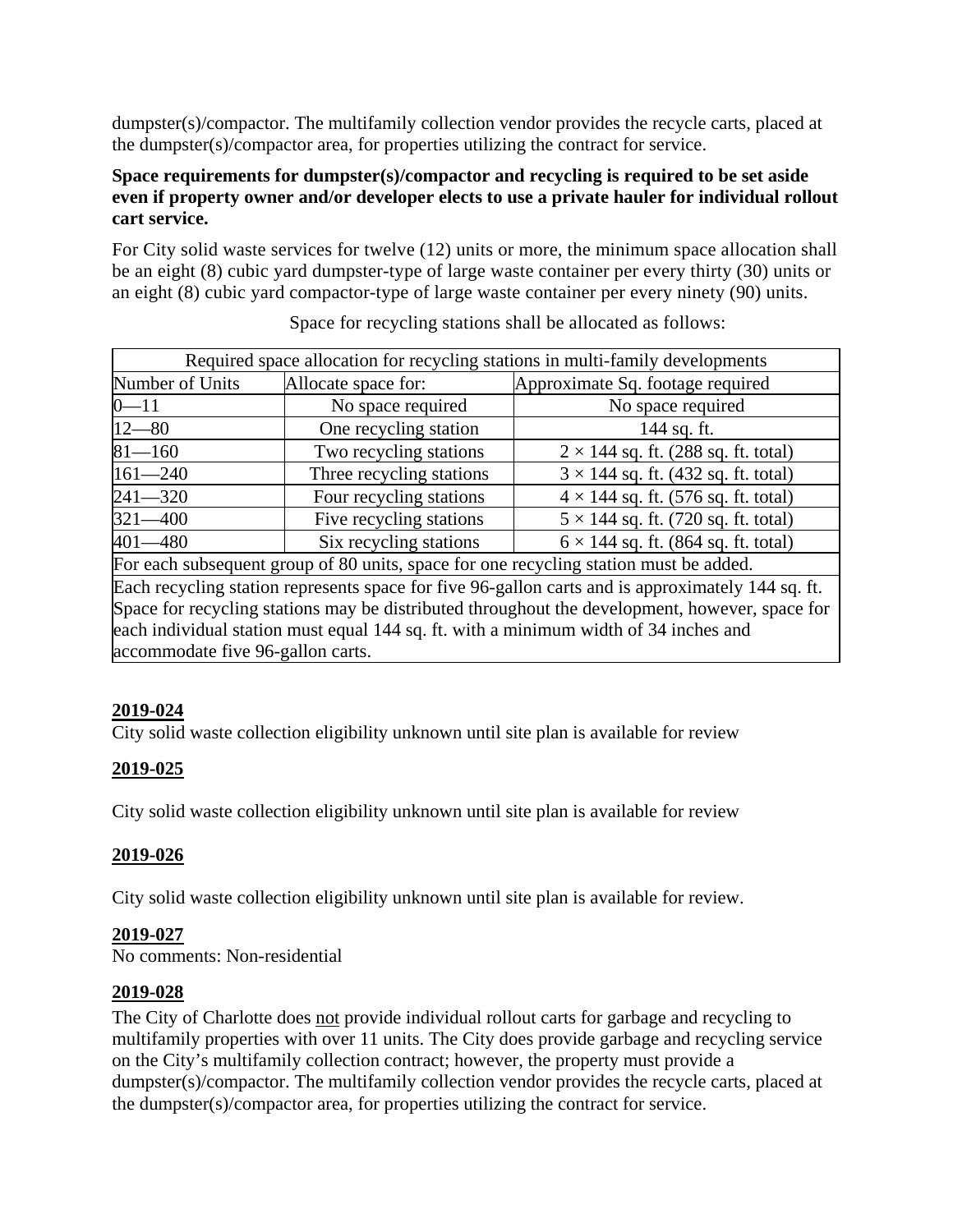dumpster(s)/compactor. The multifamily collection vendor provides the recycle carts, placed at the dumpster(s)/compactor area, for properties utilizing the contract for service.

**Space requirements for dumpster(s)/compactor and recycling is required to be set aside even if property owner and/or developer elects to use a private hauler for individual rollout cart service.**

For City solid waste services for twelve (12) units or more, the minimum space allocation shall be an eight (8) cubic yard dumpster-type of large waste container per every thirty (30) units or an eight (8) cubic yard compactor-type of large waste container per every ninety (90) units.

Space for recycling stations shall be allocated as follows:

| Required space allocation for recycling stations in multi-family developments | | |
|---|---|---|
| Number of Units | Allocate space for: | Approximate Sq. footage required |
| 0—11 | No space required | No space required |
| 12—80 | One recycling station | 144 sq. ft. |
| 81—160 | Two recycling stations | 2 × 144 sq. ft. (288 sq. ft. total) |
| 161—240 | Three recycling stations | 3 × 144 sq. ft. (432 sq. ft. total) |
| 241—320 | Four recycling stations | 4 × 144 sq. ft. (576 sq. ft. total) |
| 321—400 | Five recycling stations | 5 × 144 sq. ft. (720 sq. ft. total) |
| 401—480 | Six recycling stations | 6 × 144 sq. ft. (864 sq. ft. total) |
| For each subsequent group of 80 units, space for one recycling station must be added. | | |
| Each recycling station represents space for five 96-gallon carts and is approximately 144 sq. ft. Space for recycling stations may be distributed throughout the development, however, space for each individual station must equal 144 sq. ft. with a minimum width of 34 inches and accommodate five 96-gallon carts. | | |

**2019-024**

City solid waste collection eligibility unknown until site plan is available for review

**2019-025**

City solid waste collection eligibility unknown until site plan is available for review

**2019-026**

City solid waste collection eligibility unknown until site plan is available for review.

**2019-027**

No comments: Non-residential

**2019-028**

The City of Charlotte does not provide individual rollout carts for garbage and recycling to multifamily properties with over 11 units. The City does provide garbage and recycling service on the City's multifamily collection contract; however, the property must provide a dumpster(s)/compactor. The multifamily collection vendor provides the recycle carts, placed at the dumpster(s)/compactor area, for properties utilizing the contract for service.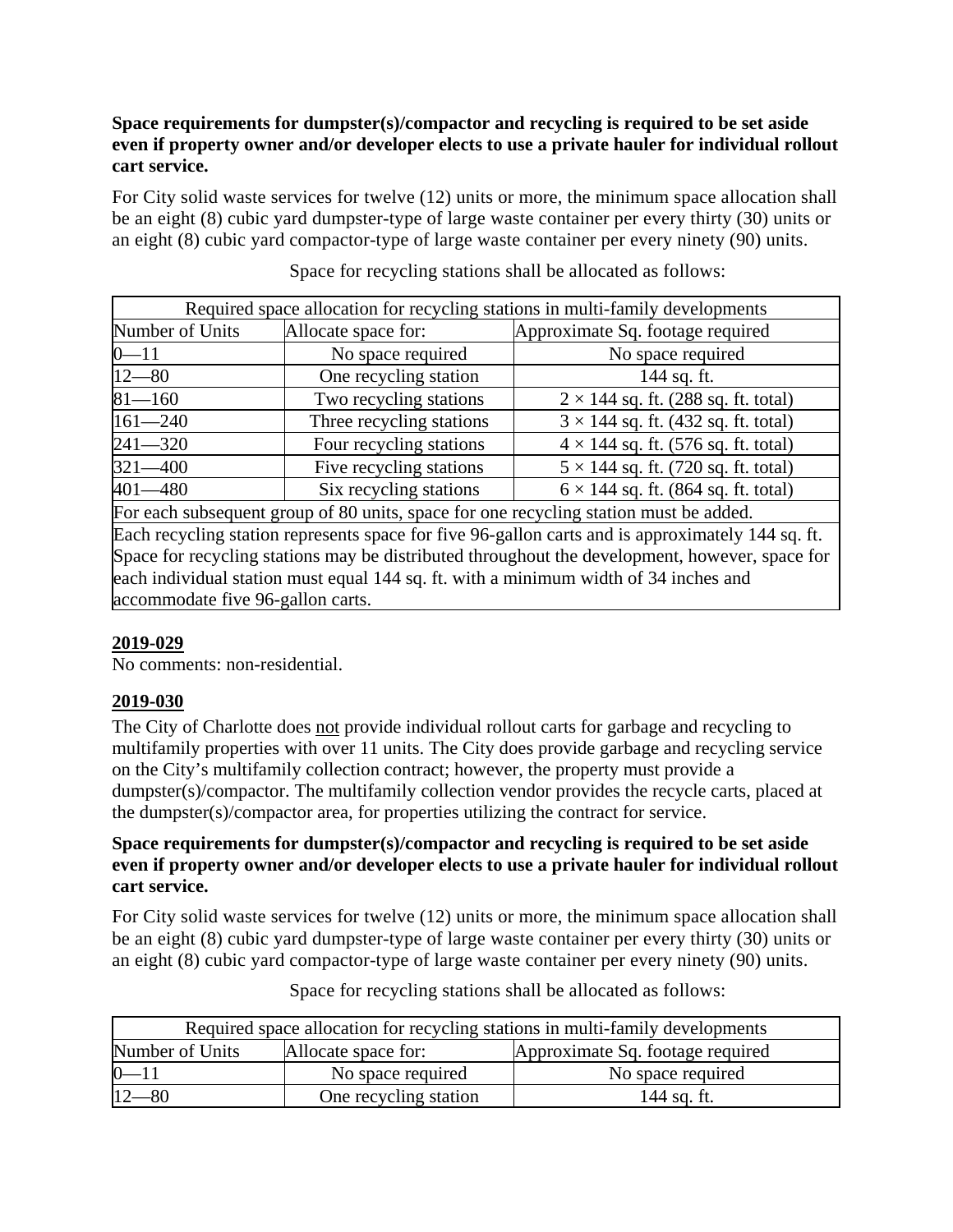**Space requirements for dumpster(s)/compactor and recycling is required to be set aside even if property owner and/or developer elects to use a private hauler for individual rollout cart service.**

For City solid waste services for twelve (12) units or more, the minimum space allocation shall be an eight (8) cubic yard dumpster-type of large waste container per every thirty (30) units or an eight (8) cubic yard compactor-type of large waste container per every ninety (90) units.

Space for recycling stations shall be allocated as follows:

| Required space allocation for recycling stations in multi-family developments | | |
|---|---|---|
| Number of Units | Allocate space for: | Approximate Sq. footage required |
| 0—11 | No space required | No space required |
| 12—80 | One recycling station | 144 sq. ft. |
| 81—160 | Two recycling stations | 2 × 144 sq. ft. (288 sq. ft. total) |
| 161—240 | Three recycling stations | 3 × 144 sq. ft. (432 sq. ft. total) |
| 241—320 | Four recycling stations | 4 × 144 sq. ft. (576 sq. ft. total) |
| 321—400 | Five recycling stations | 5 × 144 sq. ft. (720 sq. ft. total) |
| 401—480 | Six recycling stations | 6 × 144 sq. ft. (864 sq. ft. total) |
| For each subsequent group of 80 units, space for one recycling station must be added. | | |
| Each recycling station represents space for five 96-gallon carts and is approximately 144 sq. ft. Space for recycling stations may be distributed throughout the development, however, space for each individual station must equal 144 sq. ft. with a minimum width of 34 inches and accommodate five 96-gallon carts. | | |

## 2019-029

No comments: non-residential.

## 2019-030

The City of Charlotte does not provide individual rollout carts for garbage and recycling to multifamily properties with over 11 units. The City does provide garbage and recycling service on the City's multifamily collection contract; however, the property must provide a dumpster(s)/compactor. The multifamily collection vendor provides the recycle carts, placed at the dumpster(s)/compactor area, for properties utilizing the contract for service.

**Space requirements for dumpster(s)/compactor and recycling is required to be set aside even if property owner and/or developer elects to use a private hauler for individual rollout cart service.**

For City solid waste services for twelve (12) units or more, the minimum space allocation shall be an eight (8) cubic yard dumpster-type of large waste container per every thirty (30) units or an eight (8) cubic yard compactor-type of large waste container per every ninety (90) units.

Space for recycling stations shall be allocated as follows:

| Required space allocation for recycling stations in multi-family developments | | |
|---|---|---|
| Number of Units | Allocate space for: | Approximate Sq. footage required |
| 0—11 | No space required | No space required |
| 12—80 | One recycling station | 144 sq. ft. |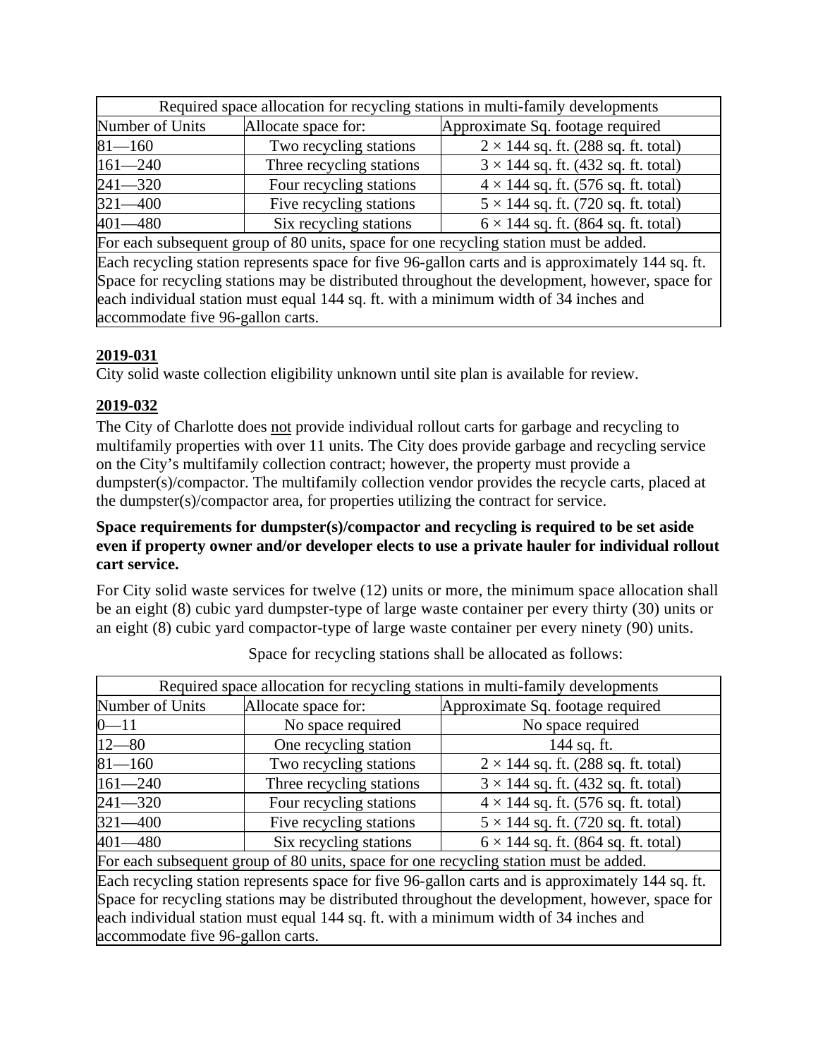| Required space allocation for recycling stations in multi-family developments | | |
|---|---|---|
| Number of Units | Allocate space for: | Approximate Sq. footage required |
| 81—160 | Two recycling stations | 2 × 144 sq. ft. (288 sq. ft. total) |
| 161—240 | Three recycling stations | 3 × 144 sq. ft. (432 sq. ft. total) |
| 241—320 | Four recycling stations | 4 × 144 sq. ft. (576 sq. ft. total) |
| 321—400 | Five recycling stations | 5 × 144 sq. ft. (720 sq. ft. total) |
| 401—480 | Six recycling stations | 6 × 144 sq. ft. (864 sq. ft. total) |
| For each subsequent group of 80 units, space for one recycling station must be added. | | |
| Each recycling station represents space for five 96-gallon carts and is approximately 144 sq. ft. Space for recycling stations may be distributed throughout the development, however, space for each individual station must equal 144 sq. ft. with a minimum width of 34 inches and accommodate five 96-gallon carts. | | |

**2019-031**

City solid waste collection eligibility unknown until site plan is available for review.

**2019-032**

The City of Charlotte does not provide individual rollout carts for garbage and recycling to multifamily properties with over 11 units. The City does provide garbage and recycling service on the City's multifamily collection contract; however, the property must provide a dumpster(s)/compactor. The multifamily collection vendor provides the recycle carts, placed at the dumpster(s)/compactor area, for properties utilizing the contract for service.

**Space requirements for dumpster(s)/compactor and recycling is required to be set aside even if property owner and/or developer elects to use a private hauler for individual rollout cart service.**

For City solid waste services for twelve (12) units or more, the minimum space allocation shall be an eight (8) cubic yard dumpster-type of large waste container per every thirty (30) units or an eight (8) cubic yard compactor-type of large waste container per every ninety (90) units.

Space for recycling stations shall be allocated as follows:

| Required space allocation for recycling stations in multi-family developments | | |
|---|---|---|
| Number of Units | Allocate space for: | Approximate Sq. footage required |
| 0—11 | No space required | No space required |
| 12—80 | One recycling station | 144 sq. ft. |
| 81—160 | Two recycling stations | 2 × 144 sq. ft. (288 sq. ft. total) |
| 161—240 | Three recycling stations | 3 × 144 sq. ft. (432 sq. ft. total) |
| 241—320 | Four recycling stations | 4 × 144 sq. ft. (576 sq. ft. total) |
| 321—400 | Five recycling stations | 5 × 144 sq. ft. (720 sq. ft. total) |
| 401—480 | Six recycling stations | 6 × 144 sq. ft. (864 sq. ft. total) |
| For each subsequent group of 80 units, space for one recycling station must be added. | | |
| Each recycling station represents space for five 96-gallon carts and is approximately 144 sq. ft. Space for recycling stations may be distributed throughout the development, however, space for each individual station must equal 144 sq. ft. with a minimum width of 34 inches and accommodate five 96-gallon carts. | | |